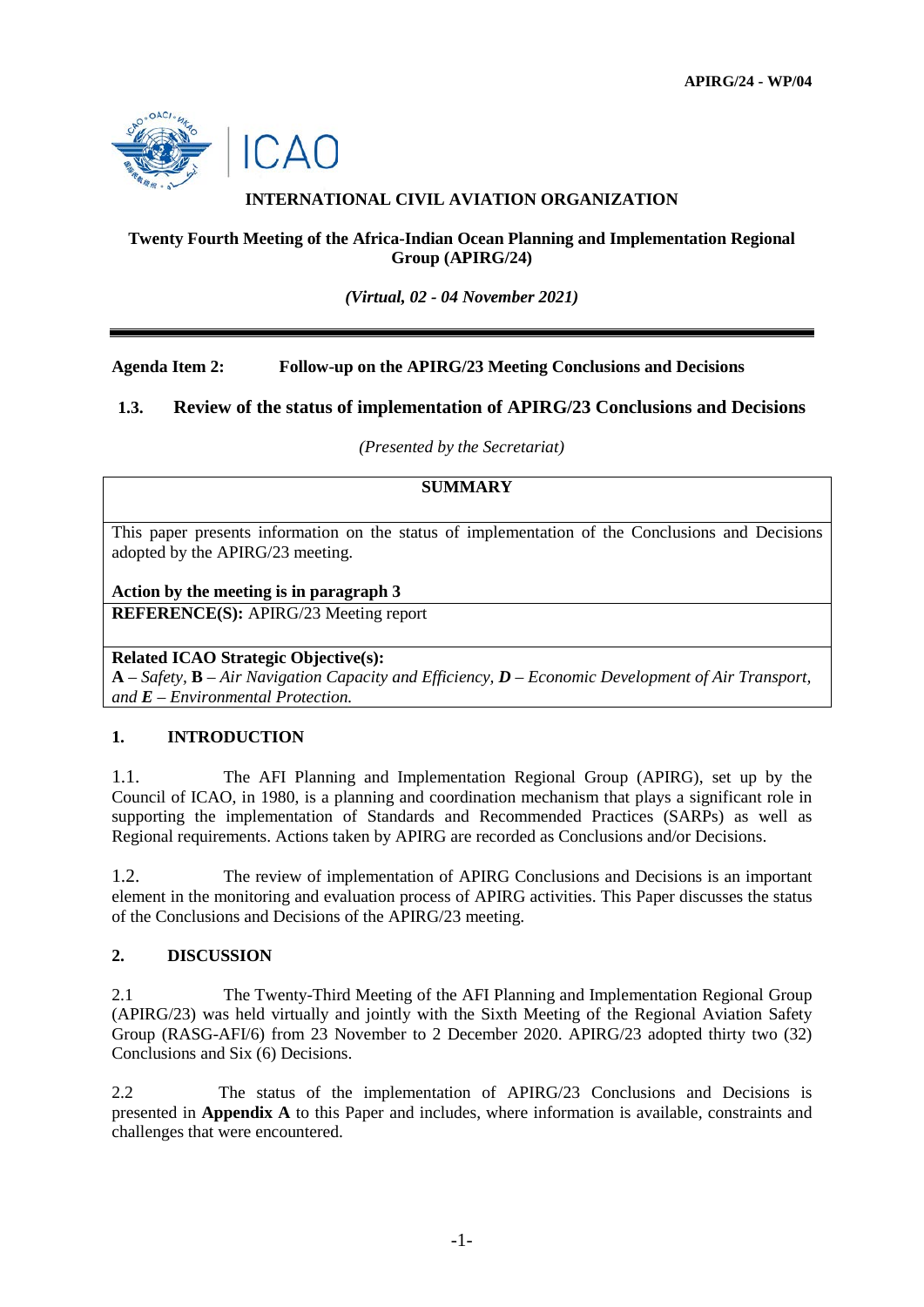APIRG/24 - WP/04

**INTERNATIONAL CIVIL AVIATION ORGANIZATION**

**Twenty Fourth Meeting of the Africa-Indian Ocean Planning and Implementation Regional Group (APIRG/24)**

***(Virtual, 02 - 04 November 2021)***

---

**Agenda Item 2: Follow-up on the APIRG/23 Meeting Conclusions and Decisions**

**1.3. Review of the status of implementation of APIRG/23 Conclusions and Decisions**

*(Presented by the Secretariat)*

| **SUMMARY** |
|---|
| This paper presents information on the status of implementation of the Conclusions and Decisions adopted by the APIRG/23 meeting.<br><br>**Action by the meeting is in paragraph 3** |
| **REFERENCE(S):** APIRG/23 Meeting report |
| **Related ICAO Strategic Objective(s):**<br>**A** – *Safety*, **B** – *Air Navigation Capacity and Efficiency*, ***D*** – *Economic Development of Air Transport, and* ***E*** – *Environmental Protection.* |

## 1. INTRODUCTION

1.1. The AFI Planning and Implementation Regional Group (APIRG), set up by the Council of ICAO, in 1980, is a planning and coordination mechanism that plays a significant role in supporting the implementation of Standards and Recommended Practices (SARPs) as well as Regional requirements. Actions taken by APIRG are recorded as Conclusions and/or Decisions.

1.2. The review of implementation of APIRG Conclusions and Decisions is an important element in the monitoring and evaluation process of APIRG activities. This Paper discusses the status of the Conclusions and Decisions of the APIRG/23 meeting.

## 2. DISCUSSION

2.1 The Twenty-Third Meeting of the AFI Planning and Implementation Regional Group (APIRG/23) was held virtually and jointly with the Sixth Meeting of the Regional Aviation Safety Group (RASG-AFI/6) from 23 November to 2 December 2020. APIRG/23 adopted thirty two (32) Conclusions and Six (6) Decisions.

2.2 The status of the implementation of APIRG/23 Conclusions and Decisions is presented in **Appendix A** to this Paper and includes, where information is available, constraints and challenges that were encountered.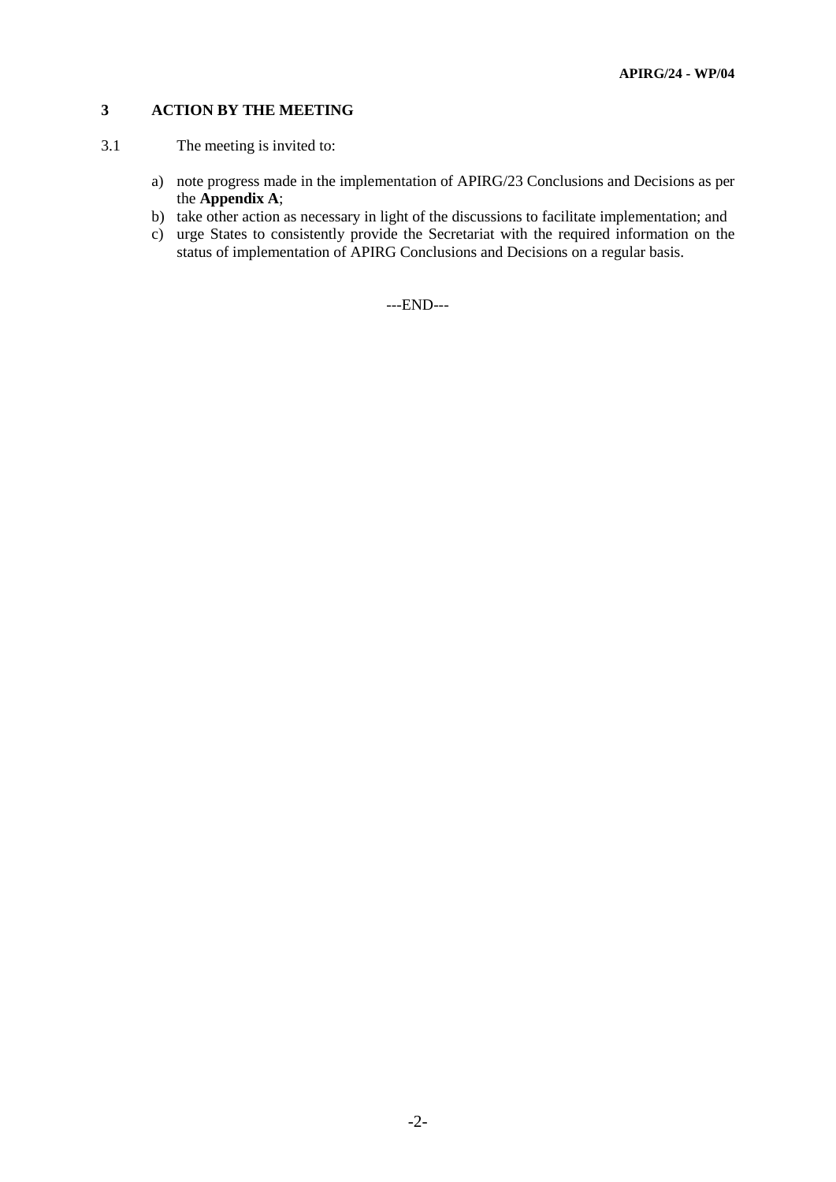## 3 ACTION BY THE MEETING

3.1 The meeting is invited to:

a) note progress made in the implementation of APIRG/23 Conclusions and Decisions as per the **Appendix A**;
b) take other action as necessary in light of the discussions to facilitate implementation; and
c) urge States to consistently provide the Secretariat with the required information on the status of implementation of APIRG Conclusions and Decisions on a regular basis.

---END---